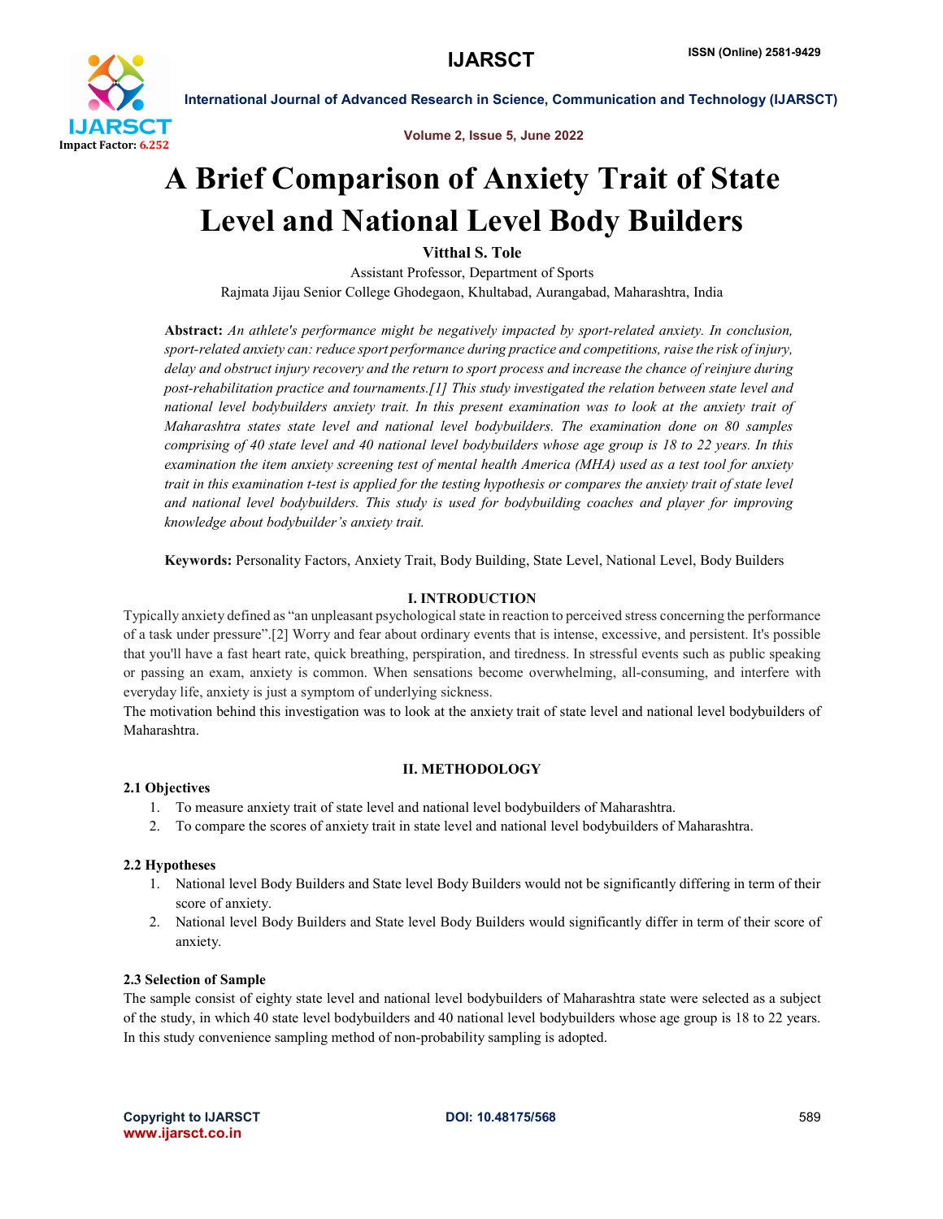# A Brief Comparison of Anxiety Trait of State Level and National Level Body Builders

**Vitthal S. Tole**

Assistant Professor, Department of Sports

Rajmata Jijau Senior College Ghodegaon, Khultabad, Aurangabad, Maharashtra, India

**Abstract:** *An athlete's performance might be negatively impacted by sport-related anxiety. In conclusion, sport-related anxiety can: reduce sport performance during practice and competitions, raise the risk of injury, delay and obstruct injury recovery and the return to sport process and increase the chance of reinjure during post-rehabilitation practice and tournaments.[1] This study investigated the relation between state level and national level bodybuilders anxiety trait. In this present examination was to look at the anxiety trait of Maharashtra states state level and national level bodybuilders. The examination done on 80 samples comprising of 40 state level and 40 national level bodybuilders whose age group is 18 to 22 years. In this examination the item anxiety screening test of mental health America (MHA) used as a test tool for anxiety trait in this examination t-test is applied for the testing hypothesis or compares the anxiety trait of state level and national level bodybuilders. This study is used for bodybuilding coaches and player for improving knowledge about bodybuilder's anxiety trait.*

**Keywords:** Personality Factors, Anxiety Trait, Body Building, State Level, National Level, Body Builders

## I. INTRODUCTION

Typically anxiety defined as "an unpleasant psychological state in reaction to perceived stress concerning the performance of a task under pressure".[2] Worry and fear about ordinary events that is intense, excessive, and persistent. It's possible that you'll have a fast heart rate, quick breathing, perspiration, and tiredness. In stressful events such as public speaking or passing an exam, anxiety is common. When sensations become overwhelming, all-consuming, and interfere with everyday life, anxiety is just a symptom of underlying sickness.

The motivation behind this investigation was to look at the anxiety trait of state level and national level bodybuilders of Maharashtra.

## II. METHODOLOGY

### 2.1 Objectives

1. To measure anxiety trait of state level and national level bodybuilders of Maharashtra.
2. To compare the scores of anxiety trait in state level and national level bodybuilders of Maharashtra.

### 2.2 Hypotheses

1. National level Body Builders and State level Body Builders would not be significantly differing in term of their score of anxiety.
2. National level Body Builders and State level Body Builders would significantly differ in term of their score of anxiety.

### 2.3 Selection of Sample

The sample consist of eighty state level and national level bodybuilders of Maharashtra state were selected as a subject of the study, in which 40 state level bodybuilders and 40 national level bodybuilders whose age group is 18 to 22 years. In this study convenience sampling method of non-probability sampling is adopted.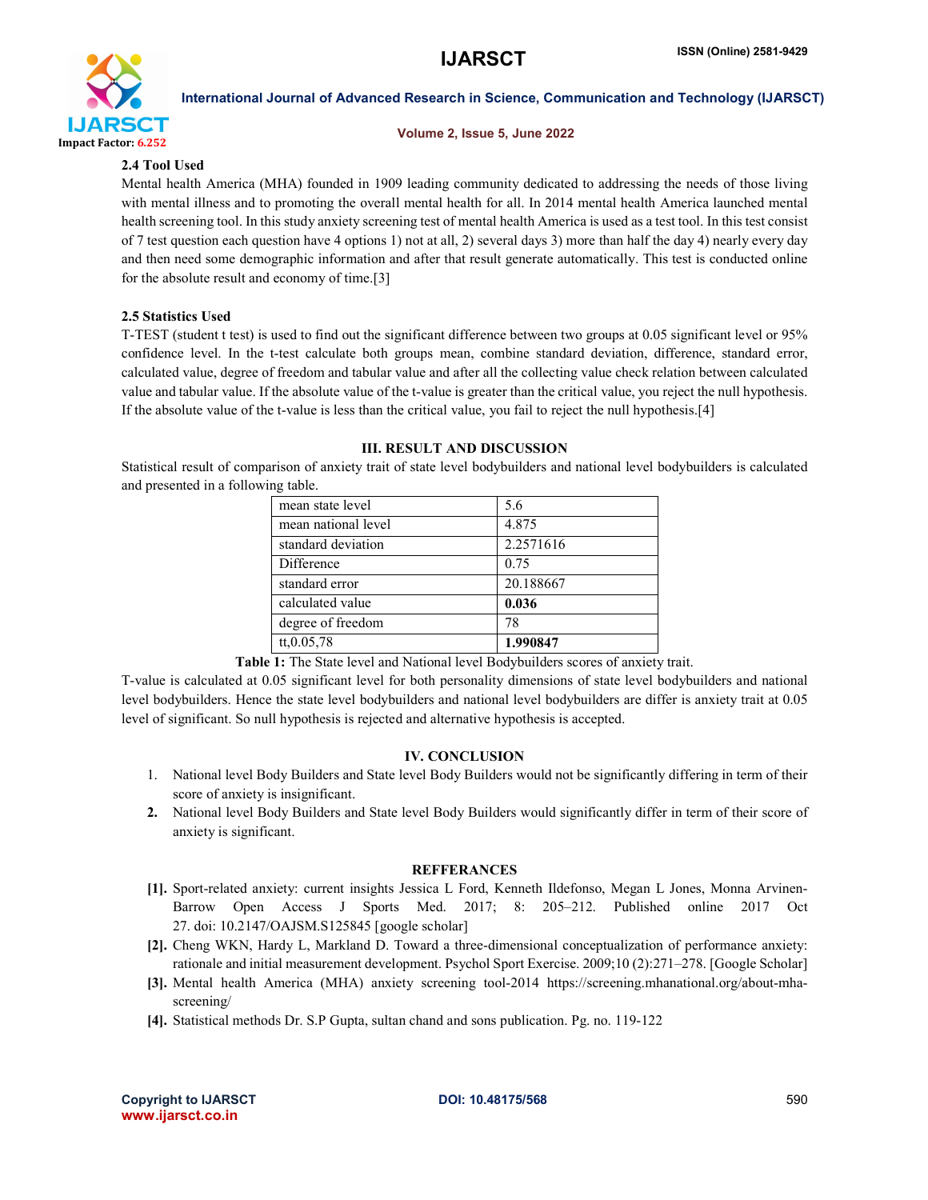### 2.4 Tool Used

Mental health America (MHA) founded in 1909 leading community dedicated to addressing the needs of those living with mental illness and to promoting the overall mental health for all. In 2014 mental health America launched mental health screening tool. In this study anxiety screening test of mental health America is used as a test tool. In this test consist of 7 test question each question have 4 options 1) not at all, 2) several days 3) more than half the day 4) nearly every day and then need some demographic information and after that result generate automatically. This test is conducted online for the absolute result and economy of time.[3]

### 2.5 Statistics Used

T-TEST (student t test) is used to find out the significant difference between two groups at 0.05 significant level or 95% confidence level. In the t-test calculate both groups mean, combine standard deviation, difference, standard error, calculated value, degree of freedom and tabular value and after all the collecting value check relation between calculated value and tabular value. If the absolute value of the t-value is greater than the critical value, you reject the null hypothesis. If the absolute value of the t-value is less than the critical value, you fail to reject the null hypothesis.[4]

## III. RESULT AND DISCUSSION

Statistical result of comparison of anxiety trait of state level bodybuilders and national level bodybuilders is calculated and presented in a following table.

| | |
|---|---|
| mean state level | 5.6 |
| mean national level | 4.875 |
| standard deviation | 2.2571616 |
| Difference | 0.75 |
| standard error | 20.188667 |
| calculated value | **0.036** |
| degree of freedom | 78 |
| tt,0.05,78 | **1.990847** |

**Table 1:** The State level and National level Bodybuilders scores of anxiety trait.

T-value is calculated at 0.05 significant level for both personality dimensions of state level bodybuilders and national level bodybuilders. Hence the state level bodybuilders and national level bodybuilders are differ is anxiety trait at 0.05 level of significant. So null hypothesis is rejected and alternative hypothesis is accepted.

## IV. CONCLUSION

1. National level Body Builders and State level Body Builders would not be significantly differing in term of their score of anxiety is insignificant.
2. National level Body Builders and State level Body Builders would significantly differ in term of their score of anxiety is significant.

## REFFERANCES

**[1].** Sport-related anxiety: current insights Jessica L Ford, Kenneth Ildefonso, Megan L Jones, Monna Arvinen-Barrow Open Access J Sports Med. 2017; 8: 205–212. Published online 2017 Oct 27. doi: 10.2147/OAJSM.S125845 [google scholar]

**[2].** Cheng WKN, Hardy L, Markland D. Toward a three-dimensional conceptualization of performance anxiety: rationale and initial measurement development. Psychol Sport Exercise. 2009;10 (2):271–278. [Google Scholar]

**[3].** Mental health America (MHA) anxiety screening tool-2014 https://screening.mhanational.org/about-mha-screening/

**[4].** Statistical methods Dr. S.P Gupta, sultan chand and sons publication. Pg. no. 119-122